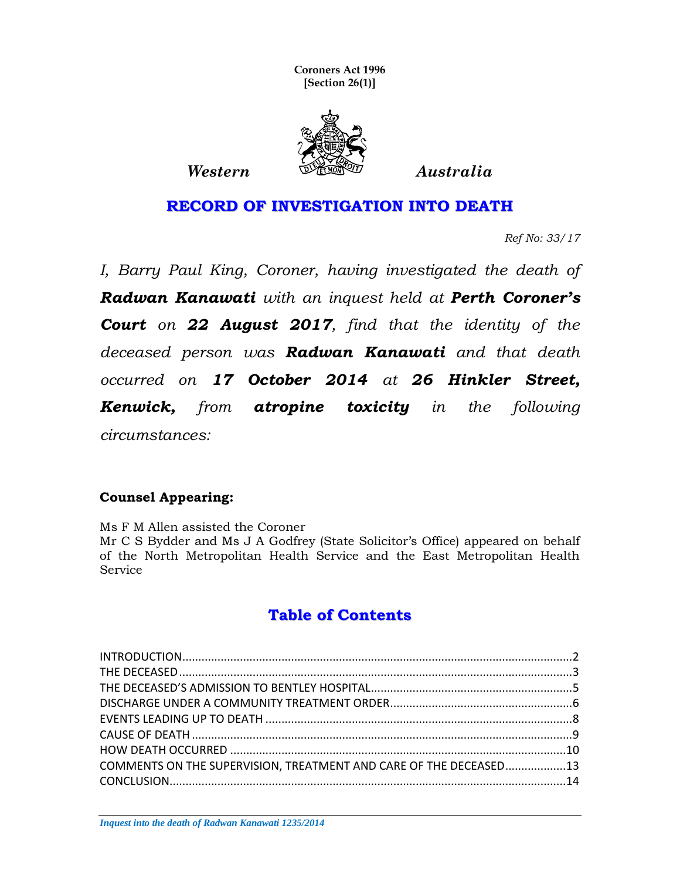**Coroners Act 1996**
**[Section 26(1)]**

*Western* *Australia*

# RECORD OF INVESTIGATION INTO DEATH

*Ref No: 33/17*

*I, Barry Paul King, Coroner, having investigated the death of **Radwan Kanawati** with an inquest held at **Perth Coroner's Court** on **22 August 2017**, find that the identity of the deceased person was **Radwan Kanawati** and that death occurred on **17 October 2014** at **26 Hinkler Street, Kenwick,** from **atropine toxicity** in the following circumstances:*

## Counsel Appearing:

Ms F M Allen assisted the Coroner
Mr C S Bydder and Ms J A Godfrey (State Solicitor's Office) appeared on behalf of the North Metropolitan Health Service and the East Metropolitan Health Service

## Table of Contents

INTRODUCTION....2
THE DECEASED....3
THE DECEASED'S ADMISSION TO BENTLEY HOSPITAL....5
DISCHARGE UNDER A COMMUNITY TREATMENT ORDER....6
EVENTS LEADING UP TO DEATH....8
CAUSE OF DEATH....9
HOW DEATH OCCURRED....10
COMMENTS ON THE SUPERVISION, TREATMENT AND CARE OF THE DECEASED....13
CONCLUSION....14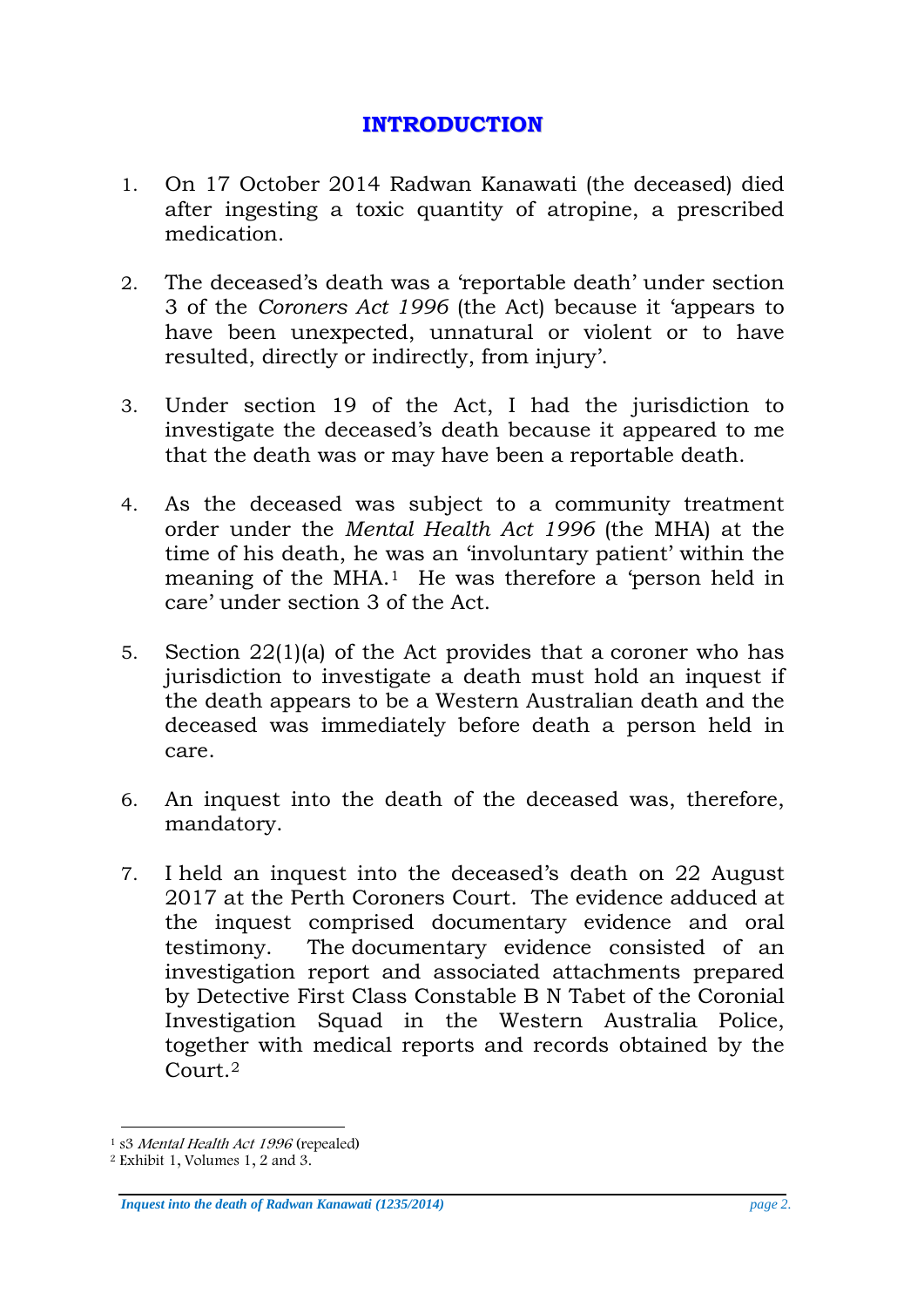# INTRODUCTION

1. On 17 October 2014 Radwan Kanawati (the deceased) died after ingesting a toxic quantity of atropine, a prescribed medication.

2. The deceased's death was a 'reportable death' under section 3 of the *Coroners Act 1996* (the Act) because it 'appears to have been unexpected, unnatural or violent or to have resulted, directly or indirectly, from injury'.

3. Under section 19 of the Act, I had the jurisdiction to investigate the deceased's death because it appeared to me that the death was or may have been a reportable death.

4. As the deceased was subject to a community treatment order under the *Mental Health Act 1996* (the MHA) at the time of his death, he was an 'involuntary patient' within the meaning of the MHA.[1] He was therefore a 'person held in care' under section 3 of the Act.

5. Section 22(1)(a) of the Act provides that a coroner who has jurisdiction to investigate a death must hold an inquest if the death appears to be a Western Australian death and the deceased was immediately before death a person held in care.

6. An inquest into the death of the deceased was, therefore, mandatory.

7. I held an inquest into the deceased's death on 22 August 2017 at the Perth Coroners Court. The evidence adduced at the inquest comprised documentary evidence and oral testimony. The documentary evidence consisted of an investigation report and associated attachments prepared by Detective First Class Constable B N Tabet of the Coronial Investigation Squad in the Western Australia Police, together with medical reports and records obtained by the Court.[2]

---

[1] s3 *Mental Health Act 1996* (repealed)

[2] Exhibit 1, Volumes 1, 2 and 3.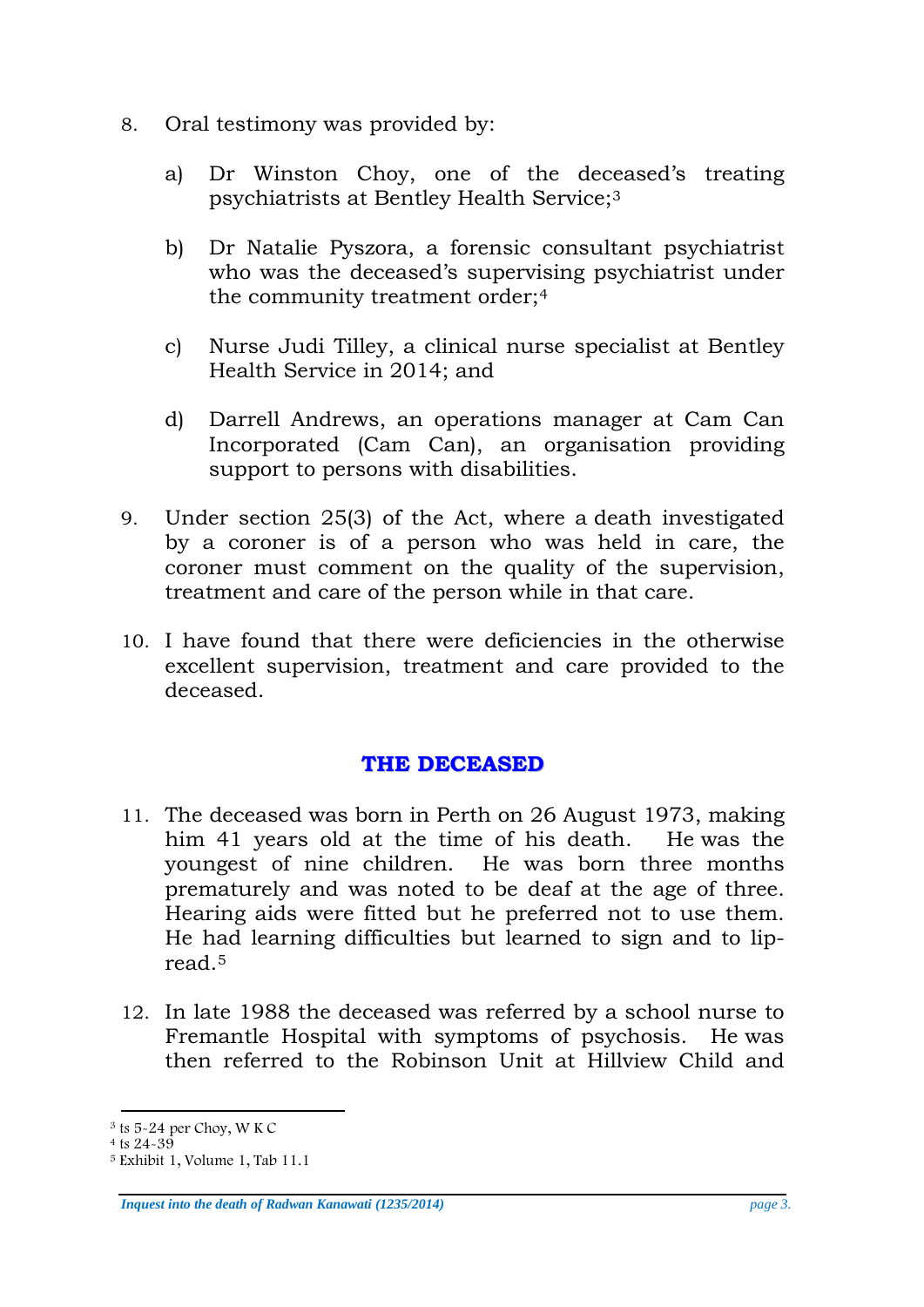8. Oral testimony was provided by:

   a) Dr Winston Choy, one of the deceased's treating psychiatrists at Bentley Health Service;[3]

   b) Dr Natalie Pyszora, a forensic consultant psychiatrist who was the deceased's supervising psychiatrist under the community treatment order;[4]

   c) Nurse Judi Tilley, a clinical nurse specialist at Bentley Health Service in 2014; and

   d) Darrell Andrews, an operations manager at Cam Can Incorporated (Cam Can), an organisation providing support to persons with disabilities.

9. Under section 25(3) of the Act, where a death investigated by a coroner is of a person who was held in care, the coroner must comment on the quality of the supervision, treatment and care of the person while in that care.

10. I have found that there were deficiencies in the otherwise excellent supervision, treatment and care provided to the deceased.

## THE DECEASED

11. The deceased was born in Perth on 26 August 1973, making him 41 years old at the time of his death. He was the youngest of nine children. He was born three months prematurely and was noted to be deaf at the age of three. Hearing aids were fitted but he preferred not to use them. He had learning difficulties but learned to sign and to lip-read.[5]

12. In late 1988 the deceased was referred by a school nurse to Fremantle Hospital with symptoms of psychosis. He was then referred to the Robinson Unit at Hillview Child and

---

[3] ts 5-24 per Choy, W K C

[4] ts 24-39

[5] Exhibit 1, Volume 1, Tab 11.1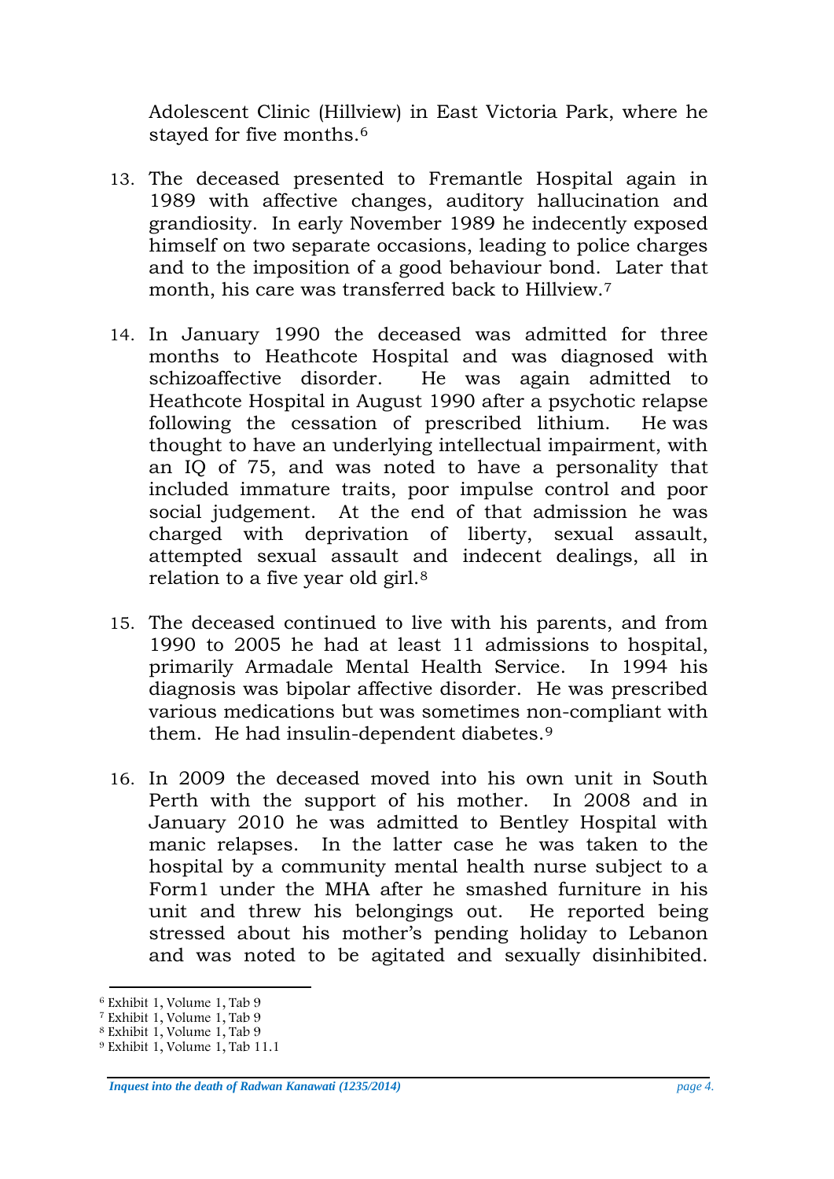Adolescent Clinic (Hillview) in East Victoria Park, where he stayed for five months.[6]

13. The deceased presented to Fremantle Hospital again in 1989 with affective changes, auditory hallucination and grandiosity. In early November 1989 he indecently exposed himself on two separate occasions, leading to police charges and to the imposition of a good behaviour bond. Later that month, his care was transferred back to Hillview.[7]

14. In January 1990 the deceased was admitted for three months to Heathcote Hospital and was diagnosed with schizoaffective disorder. He was again admitted to Heathcote Hospital in August 1990 after a psychotic relapse following the cessation of prescribed lithium. He was thought to have an underlying intellectual impairment, with an IQ of 75, and was noted to have a personality that included immature traits, poor impulse control and poor social judgement. At the end of that admission he was charged with deprivation of liberty, sexual assault, attempted sexual assault and indecent dealings, all in relation to a five year old girl.[8]

15. The deceased continued to live with his parents, and from 1990 to 2005 he had at least 11 admissions to hospital, primarily Armadale Mental Health Service. In 1994 his diagnosis was bipolar affective disorder. He was prescribed various medications but was sometimes non-compliant with them. He had insulin-dependent diabetes.[9]

16. In 2009 the deceased moved into his own unit in South Perth with the support of his mother. In 2008 and in January 2010 he was admitted to Bentley Hospital with manic relapses. In the latter case he was taken to the hospital by a community mental health nurse subject to a Form1 under the MHA after he smashed furniture in his unit and threw his belongings out. He reported being stressed about his mother's pending holiday to Lebanon and was noted to be agitated and sexually disinhibited.

---

[6] Exhibit 1, Volume 1, Tab 9
[7] Exhibit 1, Volume 1, Tab 9
[8] Exhibit 1, Volume 1, Tab 9
[9] Exhibit 1, Volume 1, Tab 11.1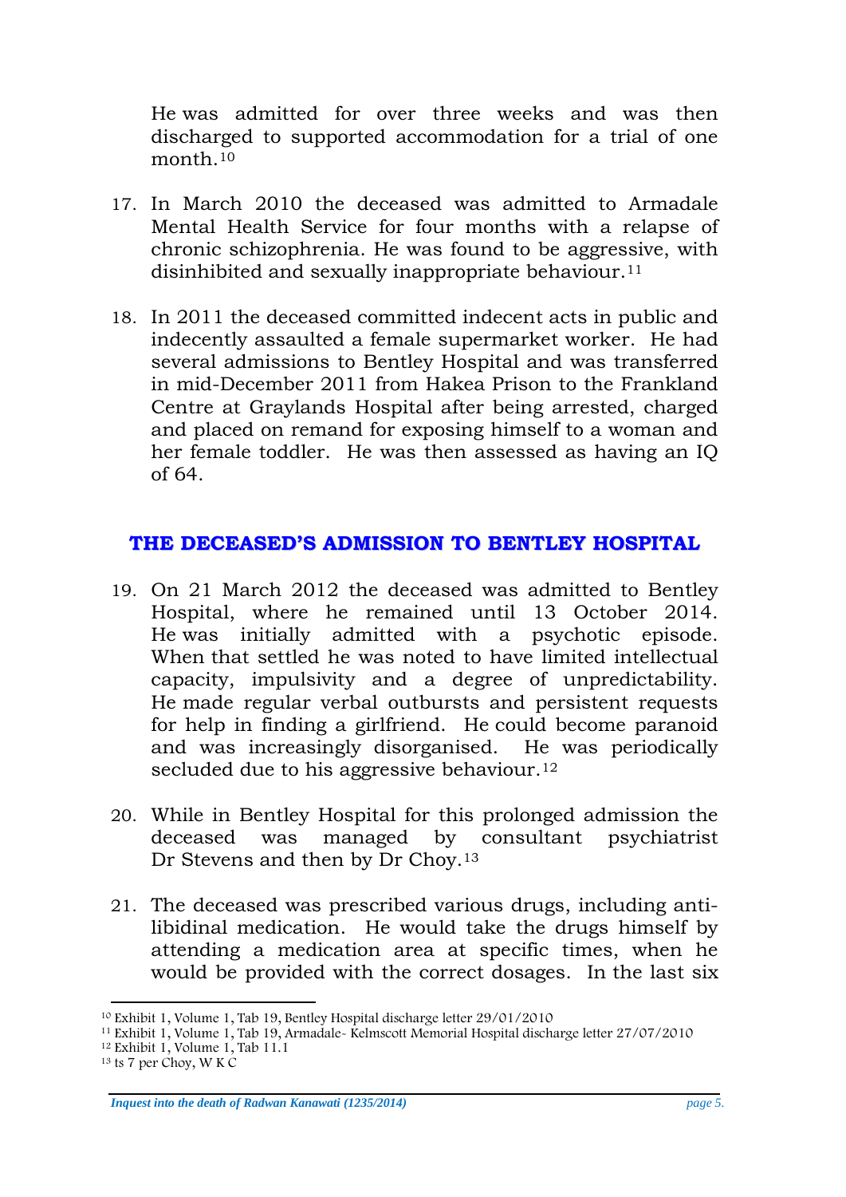He was admitted for over three weeks and was then discharged to supported accommodation for a trial of one month.[10]

17. In March 2010 the deceased was admitted to Armadale Mental Health Service for four months with a relapse of chronic schizophrenia. He was found to be aggressive, with disinhibited and sexually inappropriate behaviour.[11]

18. In 2011 the deceased committed indecent acts in public and indecently assaulted a female supermarket worker. He had several admissions to Bentley Hospital and was transferred in mid-December 2011 from Hakea Prison to the Frankland Centre at Graylands Hospital after being arrested, charged and placed on remand for exposing himself to a woman and her female toddler. He was then assessed as having an IQ of 64.

## THE DECEASED'S ADMISSION TO BENTLEY HOSPITAL

19. On 21 March 2012 the deceased was admitted to Bentley Hospital, where he remained until 13 October 2014. He was initially admitted with a psychotic episode. When that settled he was noted to have limited intellectual capacity, impulsivity and a degree of unpredictability. He made regular verbal outbursts and persistent requests for help in finding a girlfriend. He could become paranoid and was increasingly disorganised. He was periodically secluded due to his aggressive behaviour.[12]

20. While in Bentley Hospital for this prolonged admission the deceased was managed by consultant psychiatrist Dr Stevens and then by Dr Choy.[13]

21. The deceased was prescribed various drugs, including anti-libidinal medication. He would take the drugs himself by attending a medication area at specific times, when he would be provided with the correct dosages. In the last six

---

[10] Exhibit 1, Volume 1, Tab 19, Bentley Hospital discharge letter 29/01/2010

[11] Exhibit 1, Volume 1, Tab 19, Armadale- Kelmscott Memorial Hospital discharge letter 27/07/2010

[12] Exhibit 1, Volume 1, Tab 11.1

[13] ts 7 per Choy, W K C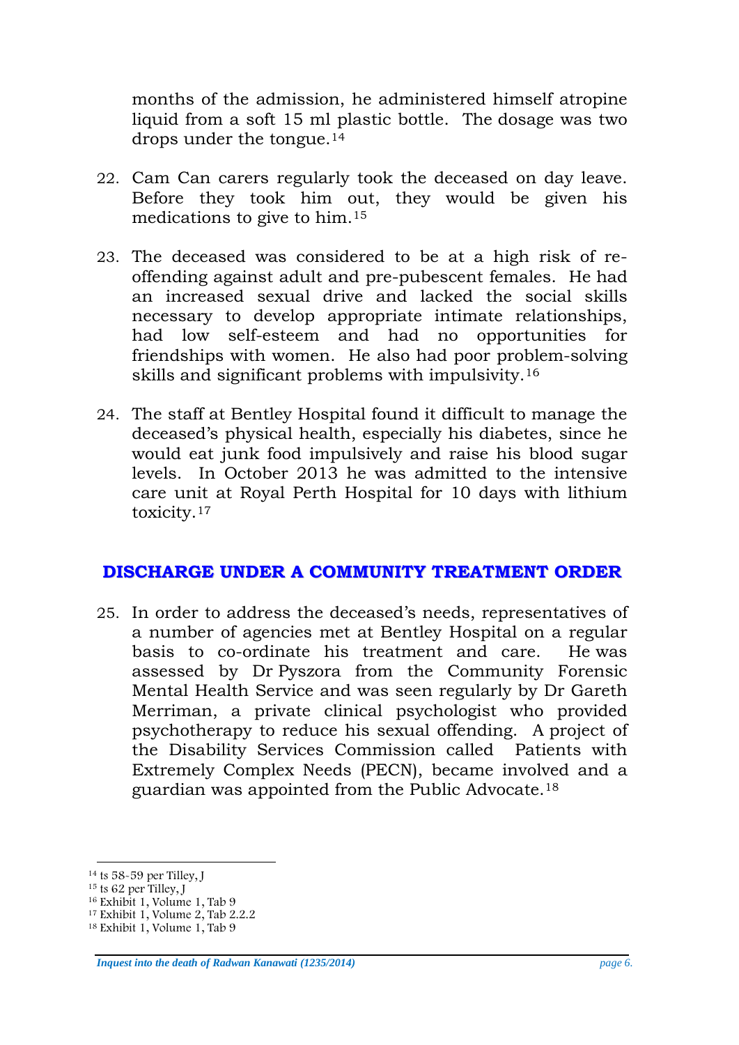months of the admission, he administered himself atropine liquid from a soft 15 ml plastic bottle. The dosage was two drops under the tongue.[14]

22. Cam Can carers regularly took the deceased on day leave. Before they took him out, they would be given his medications to give to him.[15]

23. The deceased was considered to be at a high risk of re-offending against adult and pre-pubescent females. He had an increased sexual drive and lacked the social skills necessary to develop appropriate intimate relationships, had low self-esteem and had no opportunities for friendships with women. He also had poor problem-solving skills and significant problems with impulsivity.[16]

24. The staff at Bentley Hospital found it difficult to manage the deceased's physical health, especially his diabetes, since he would eat junk food impulsively and raise his blood sugar levels. In October 2013 he was admitted to the intensive care unit at Royal Perth Hospital for 10 days with lithium toxicity.[17]

## DISCHARGE UNDER A COMMUNITY TREATMENT ORDER

25. In order to address the deceased's needs, representatives of a number of agencies met at Bentley Hospital on a regular basis to co-ordinate his treatment and care. He was assessed by Dr Pyszora from the Community Forensic Mental Health Service and was seen regularly by Dr Gareth Merriman, a private clinical psychologist who provided psychotherapy to reduce his sexual offending. A project of the Disability Services Commission called Patients with Extremely Complex Needs (PECN), became involved and a guardian was appointed from the Public Advocate.[18]

---

[14] ts 58-59 per Tilley, J
[15] ts 62 per Tilley, J
[16] Exhibit 1, Volume 1, Tab 9
[17] Exhibit 1, Volume 2, Tab 2.2.2
[18] Exhibit 1, Volume 1, Tab 9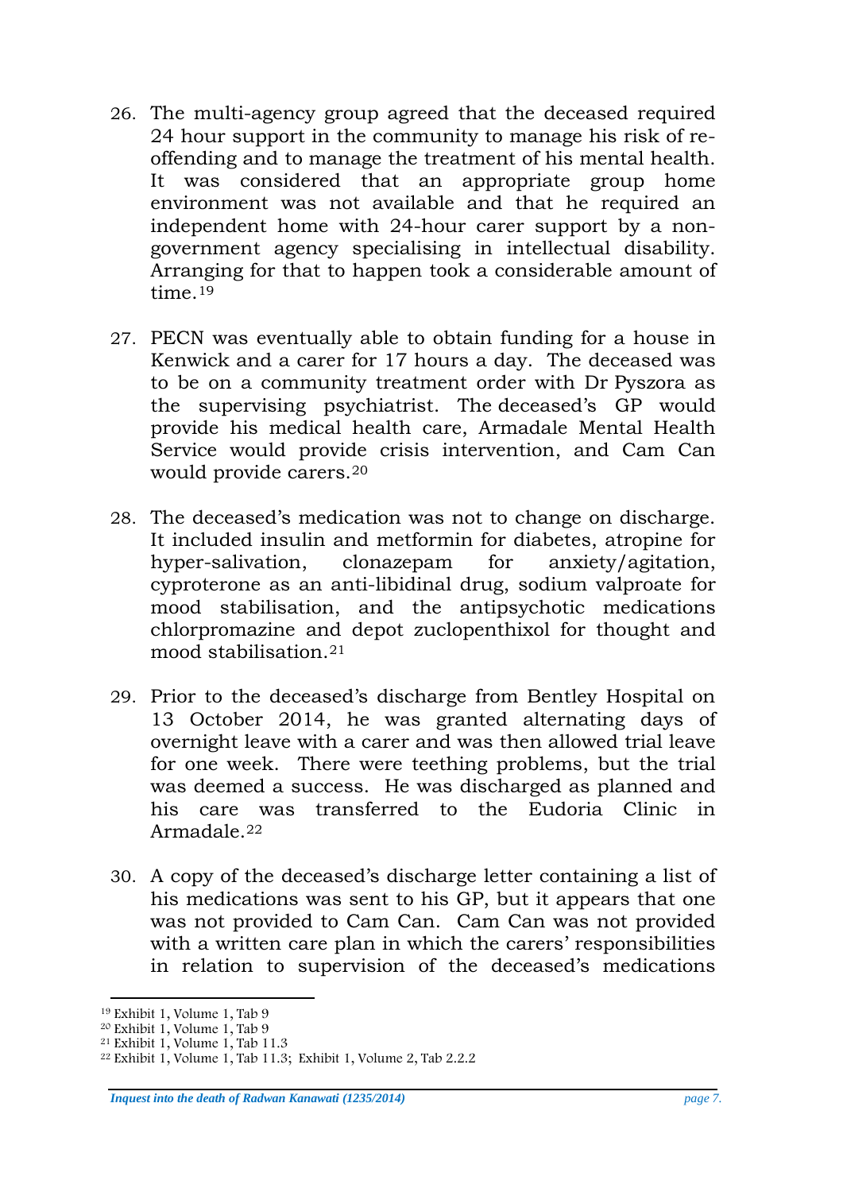26. The multi-agency group agreed that the deceased required 24 hour support in the community to manage his risk of re-offending and to manage the treatment of his mental health. It was considered that an appropriate group home environment was not available and that he required an independent home with 24-hour carer support by a non-government agency specialising in intellectual disability. Arranging for that to happen took a considerable amount of time.[19]

27. PECN was eventually able to obtain funding for a house in Kenwick and a carer for 17 hours a day. The deceased was to be on a community treatment order with Dr Pyszora as the supervising psychiatrist. The deceased's GP would provide his medical health care, Armadale Mental Health Service would provide crisis intervention, and Cam Can would provide carers.[20]

28. The deceased's medication was not to change on discharge. It included insulin and metformin for diabetes, atropine for hyper-salivation, clonazepam for anxiety/agitation, cyproterone as an anti-libidinal drug, sodium valproate for mood stabilisation, and the antipsychotic medications chlorpromazine and depot zuclopenthixol for thought and mood stabilisation.[21]

29. Prior to the deceased's discharge from Bentley Hospital on 13 October 2014, he was granted alternating days of overnight leave with a carer and was then allowed trial leave for one week. There were teething problems, but the trial was deemed a success. He was discharged as planned and his care was transferred to the Eudoria Clinic in Armadale.[22]

30. A copy of the deceased's discharge letter containing a list of his medications was sent to his GP, but it appears that one was not provided to Cam Can. Cam Can was not provided with a written care plan in which the carers' responsibilities in relation to supervision of the deceased's medications

---

[19] Exhibit 1, Volume 1, Tab 9
[20] Exhibit 1, Volume 1, Tab 9
[21] Exhibit 1, Volume 1, Tab 11.3
[22] Exhibit 1, Volume 1, Tab 11.3; Exhibit 1, Volume 2, Tab 2.2.2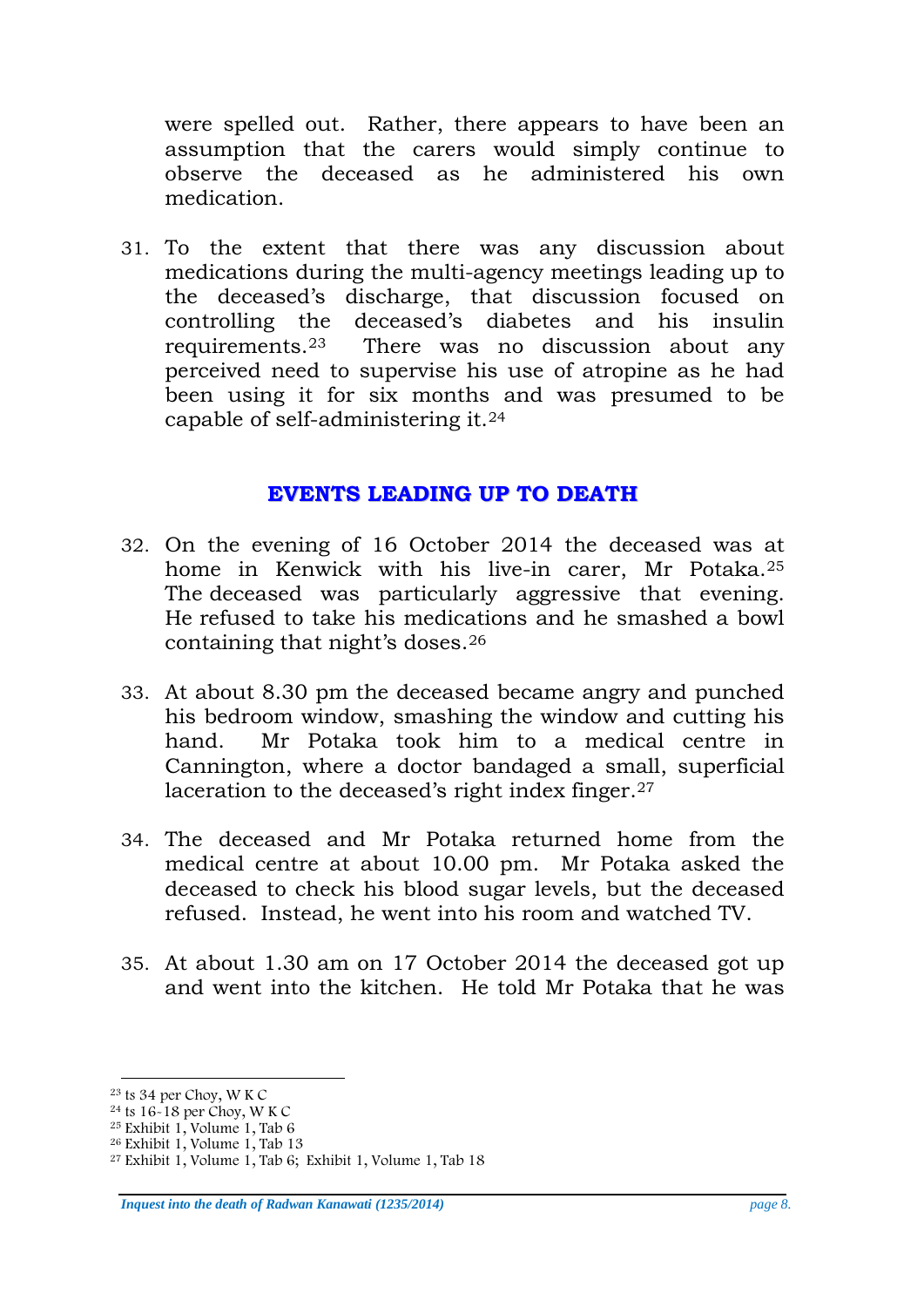were spelled out. Rather, there appears to have been an assumption that the carers would simply continue to observe the deceased as he administered his own medication.

31. To the extent that there was any discussion about medications during the multi-agency meetings leading up to the deceased's discharge, that discussion focused on controlling the deceased's diabetes and his insulin requirements.[23] There was no discussion about any perceived need to supervise his use of atropine as he had been using it for six months and was presumed to be capable of self-administering it.[24]

## EVENTS LEADING UP TO DEATH

32. On the evening of 16 October 2014 the deceased was at home in Kenwick with his live-in carer, Mr Potaka.[25] The deceased was particularly aggressive that evening. He refused to take his medications and he smashed a bowl containing that night's doses.[26]

33. At about 8.30 pm the deceased became angry and punched his bedroom window, smashing the window and cutting his hand. Mr Potaka took him to a medical centre in Cannington, where a doctor bandaged a small, superficial laceration to the deceased's right index finger.[27]

34. The deceased and Mr Potaka returned home from the medical centre at about 10.00 pm. Mr Potaka asked the deceased to check his blood sugar levels, but the deceased refused. Instead, he went into his room and watched TV.

35. At about 1.30 am on 17 October 2014 the deceased got up and went into the kitchen. He told Mr Potaka that he was

---

[23] ts 34 per Choy, W K C
[24] ts 16-18 per Choy, W K C
[25] Exhibit 1, Volume 1, Tab 6
[26] Exhibit 1, Volume 1, Tab 13
[27] Exhibit 1, Volume 1, Tab 6; Exhibit 1, Volume 1, Tab 18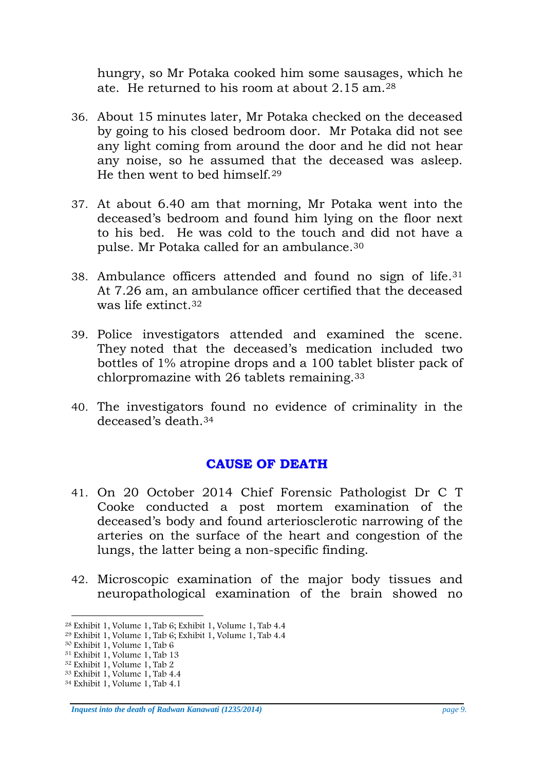hungry, so Mr Potaka cooked him some sausages, which he ate. He returned to his room at about 2.15 am.[28]

36. About 15 minutes later, Mr Potaka checked on the deceased by going to his closed bedroom door. Mr Potaka did not see any light coming from around the door and he did not hear any noise, so he assumed that the deceased was asleep. He then went to bed himself.[29]

37. At about 6.40 am that morning, Mr Potaka went into the deceased's bedroom and found him lying on the floor next to his bed. He was cold to the touch and did not have a pulse. Mr Potaka called for an ambulance.[30]

38. Ambulance officers attended and found no sign of life.[31] At 7.26 am, an ambulance officer certified that the deceased was life extinct.[32]

39. Police investigators attended and examined the scene. They noted that the deceased's medication included two bottles of 1% atropine drops and a 100 tablet blister pack of chlorpromazine with 26 tablets remaining.[33]

40. The investigators found no evidence of criminality in the deceased's death.[34]

## CAUSE OF DEATH

41. On 20 October 2014 Chief Forensic Pathologist Dr C T Cooke conducted a post mortem examination of the deceased's body and found arteriosclerotic narrowing of the arteries on the surface of the heart and congestion of the lungs, the latter being a non-specific finding.

42. Microscopic examination of the major body tissues and neuropathological examination of the brain showed no

[28] Exhibit 1, Volume 1, Tab 6; Exhibit 1, Volume 1, Tab 4.4
[29] Exhibit 1, Volume 1, Tab 6; Exhibit 1, Volume 1, Tab 4.4
[30] Exhibit 1, Volume 1, Tab 6
[31] Exhibit 1, Volume 1, Tab 13
[32] Exhibit 1, Volume 1, Tab 2
[33] Exhibit 1, Volume 1, Tab 4.4
[34] Exhibit 1, Volume 1, Tab 4.1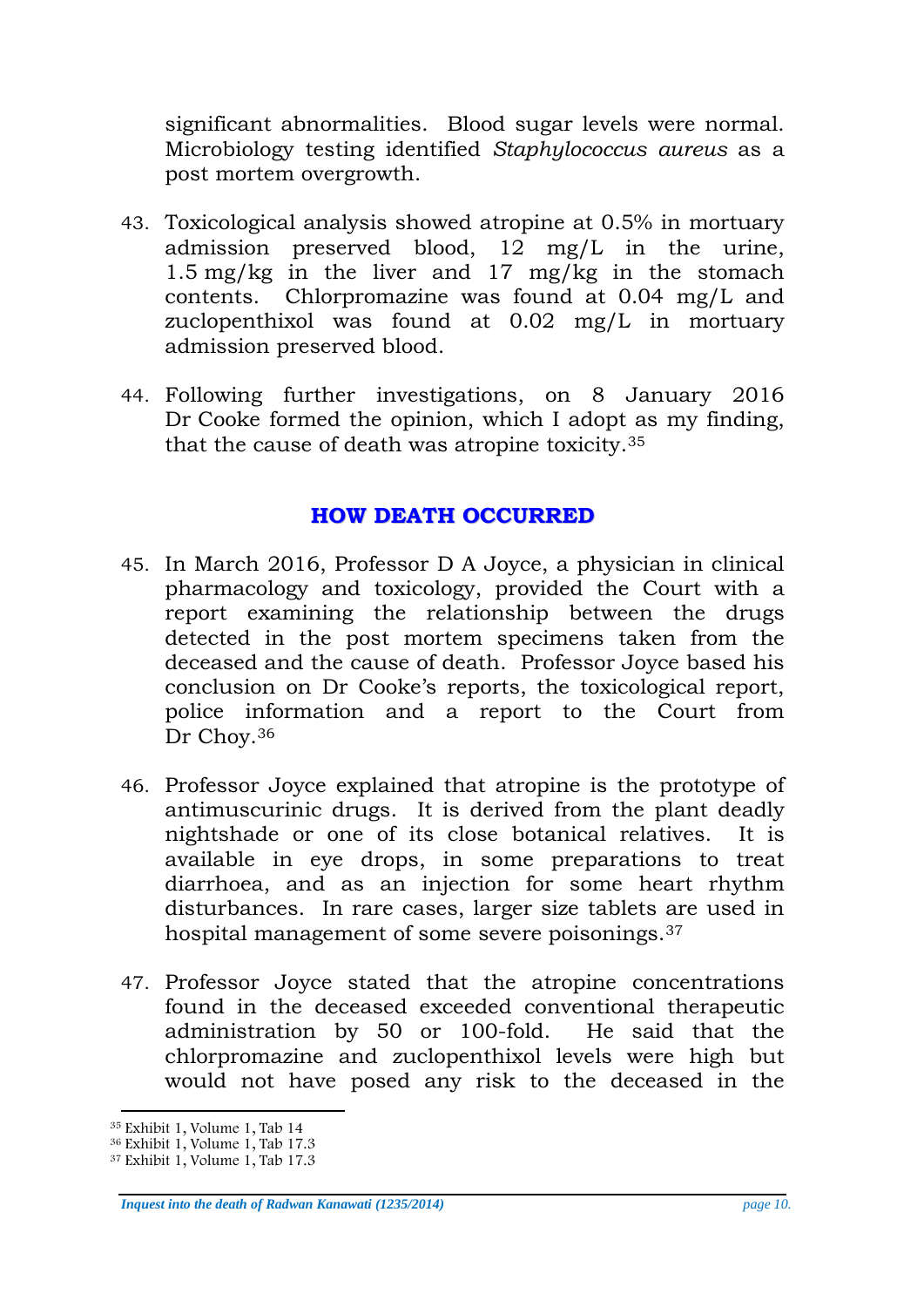significant abnormalities. Blood sugar levels were normal. Microbiology testing identified *Staphylococcus aureus* as a post mortem overgrowth.

43. Toxicological analysis showed atropine at 0.5% in mortuary admission preserved blood, 12 mg/L in the urine, 1.5 mg/kg in the liver and 17 mg/kg in the stomach contents. Chlorpromazine was found at 0.04 mg/L and zuclopenthixol was found at 0.02 mg/L in mortuary admission preserved blood.

44. Following further investigations, on 8 January 2016 Dr Cooke formed the opinion, which I adopt as my finding, that the cause of death was atropine toxicity.[35]

## HOW DEATH OCCURRED

45. In March 2016, Professor D A Joyce, a physician in clinical pharmacology and toxicology, provided the Court with a report examining the relationship between the drugs detected in the post mortem specimens taken from the deceased and the cause of death. Professor Joyce based his conclusion on Dr Cooke's reports, the toxicological report, police information and a report to the Court from Dr Choy.[36]

46. Professor Joyce explained that atropine is the prototype of antimuscurinic drugs. It is derived from the plant deadly nightshade or one of its close botanical relatives. It is available in eye drops, in some preparations to treat diarrhoea, and as an injection for some heart rhythm disturbances. In rare cases, larger size tablets are used in hospital management of some severe poisonings.[37]

47. Professor Joyce stated that the atropine concentrations found in the deceased exceeded conventional therapeutic administration by 50 or 100-fold. He said that the chlorpromazine and zuclopenthixol levels were high but would not have posed any risk to the deceased in the

[35] Exhibit 1, Volume 1, Tab 14
[36] Exhibit 1, Volume 1, Tab 17.3
[37] Exhibit 1, Volume 1, Tab 17.3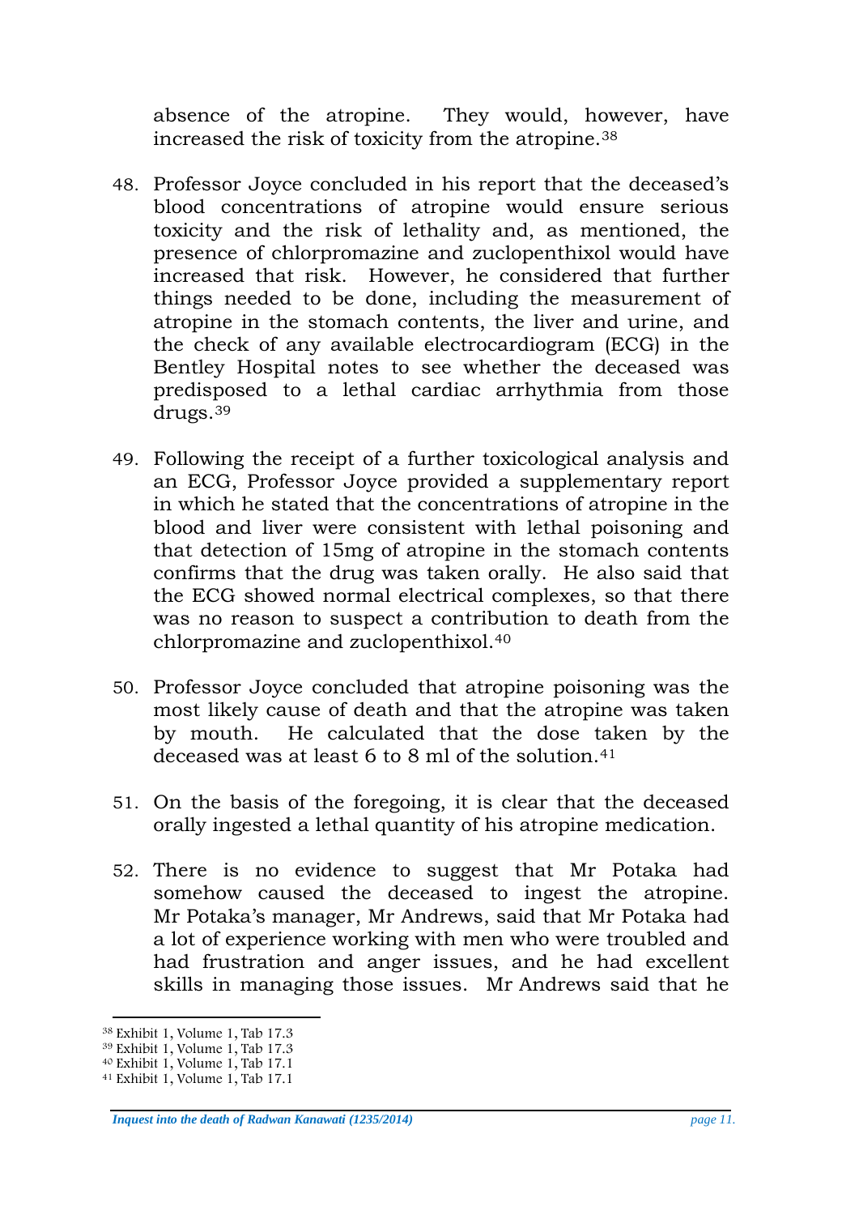absence of the atropine. They would, however, have increased the risk of toxicity from the atropine.[38]

48. Professor Joyce concluded in his report that the deceased's blood concentrations of atropine would ensure serious toxicity and the risk of lethality and, as mentioned, the presence of chlorpromazine and zuclopenthixol would have increased that risk. However, he considered that further things needed to be done, including the measurement of atropine in the stomach contents, the liver and urine, and the check of any available electrocardiogram (ECG) in the Bentley Hospital notes to see whether the deceased was predisposed to a lethal cardiac arrhythmia from those drugs.[39]

49. Following the receipt of a further toxicological analysis and an ECG, Professor Joyce provided a supplementary report in which he stated that the concentrations of atropine in the blood and liver were consistent with lethal poisoning and that detection of 15mg of atropine in the stomach contents confirms that the drug was taken orally. He also said that the ECG showed normal electrical complexes, so that there was no reason to suspect a contribution to death from the chlorpromazine and zuclopenthixol.[40]

50. Professor Joyce concluded that atropine poisoning was the most likely cause of death and that the atropine was taken by mouth. He calculated that the dose taken by the deceased was at least 6 to 8 ml of the solution.[41]

51. On the basis of the foregoing, it is clear that the deceased orally ingested a lethal quantity of his atropine medication.

52. There is no evidence to suggest that Mr Potaka had somehow caused the deceased to ingest the atropine. Mr Potaka's manager, Mr Andrews, said that Mr Potaka had a lot of experience working with men who were troubled and had frustration and anger issues, and he had excellent skills in managing those issues. Mr Andrews said that he

---

[38] Exhibit 1, Volume 1, Tab 17.3
[39] Exhibit 1, Volume 1, Tab 17.3
[40] Exhibit 1, Volume 1, Tab 17.1
[41] Exhibit 1, Volume 1, Tab 17.1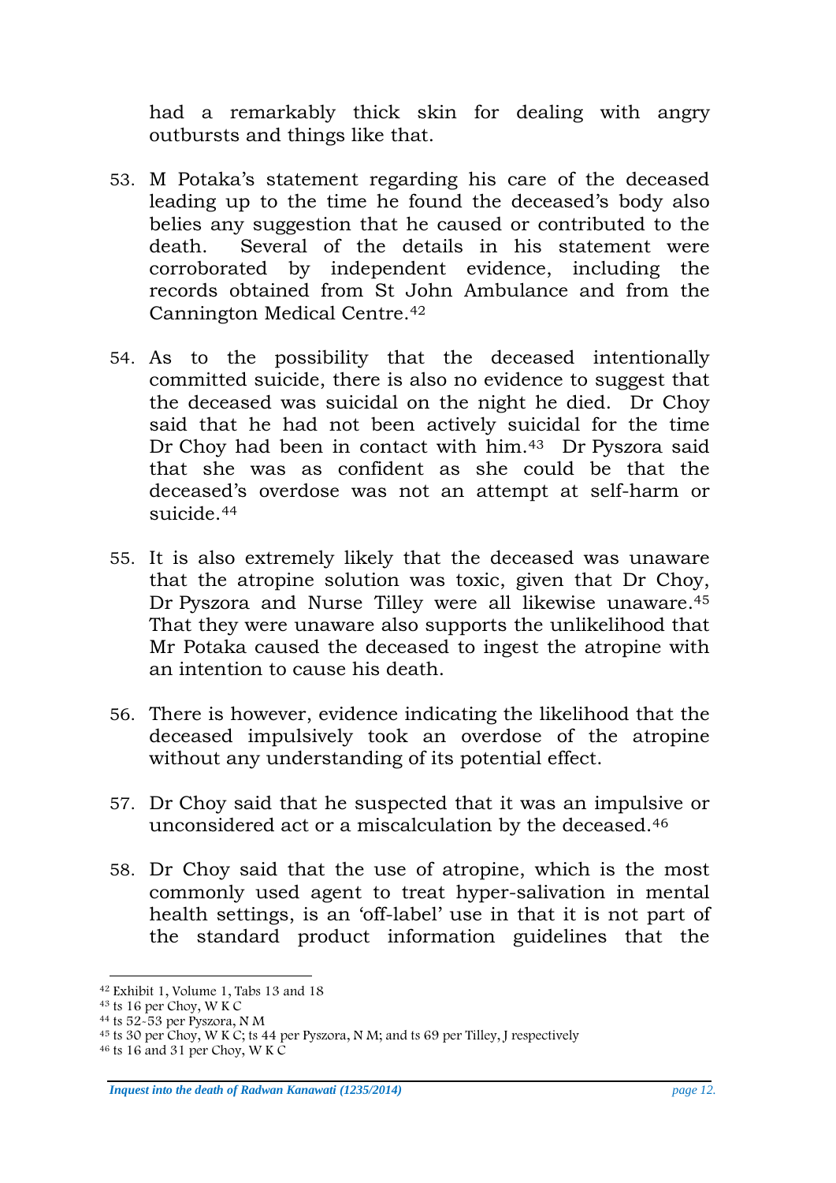had a remarkably thick skin for dealing with angry outbursts and things like that.

53. M Potaka's statement regarding his care of the deceased leading up to the time he found the deceased's body also belies any suggestion that he caused or contributed to the death. Several of the details in his statement were corroborated by independent evidence, including the records obtained from St John Ambulance and from the Cannington Medical Centre.[42]

54. As to the possibility that the deceased intentionally committed suicide, there is also no evidence to suggest that the deceased was suicidal on the night he died. Dr Choy said that he had not been actively suicidal for the time Dr Choy had been in contact with him.[43] Dr Pyszora said that she was as confident as she could be that the deceased's overdose was not an attempt at self-harm or suicide.[44]

55. It is also extremely likely that the deceased was unaware that the atropine solution was toxic, given that Dr Choy, Dr Pyszora and Nurse Tilley were all likewise unaware.[45] That they were unaware also supports the unlikelihood that Mr Potaka caused the deceased to ingest the atropine with an intention to cause his death.

56. There is however, evidence indicating the likelihood that the deceased impulsively took an overdose of the atropine without any understanding of its potential effect.

57. Dr Choy said that he suspected that it was an impulsive or unconsidered act or a miscalculation by the deceased.[46]

58. Dr Choy said that the use of atropine, which is the most commonly used agent to treat hyper-salivation in mental health settings, is an 'off-label' use in that it is not part of the standard product information guidelines that the

---

[42] Exhibit 1, Volume 1, Tabs 13 and 18
[43] ts 16 per Choy, W K C
[44] ts 52-53 per Pyszora, N M
[45] ts 30 per Choy, W K C; ts 44 per Pyszora, N M; and ts 69 per Tilley, J respectively
[46] ts 16 and 31 per Choy, W K C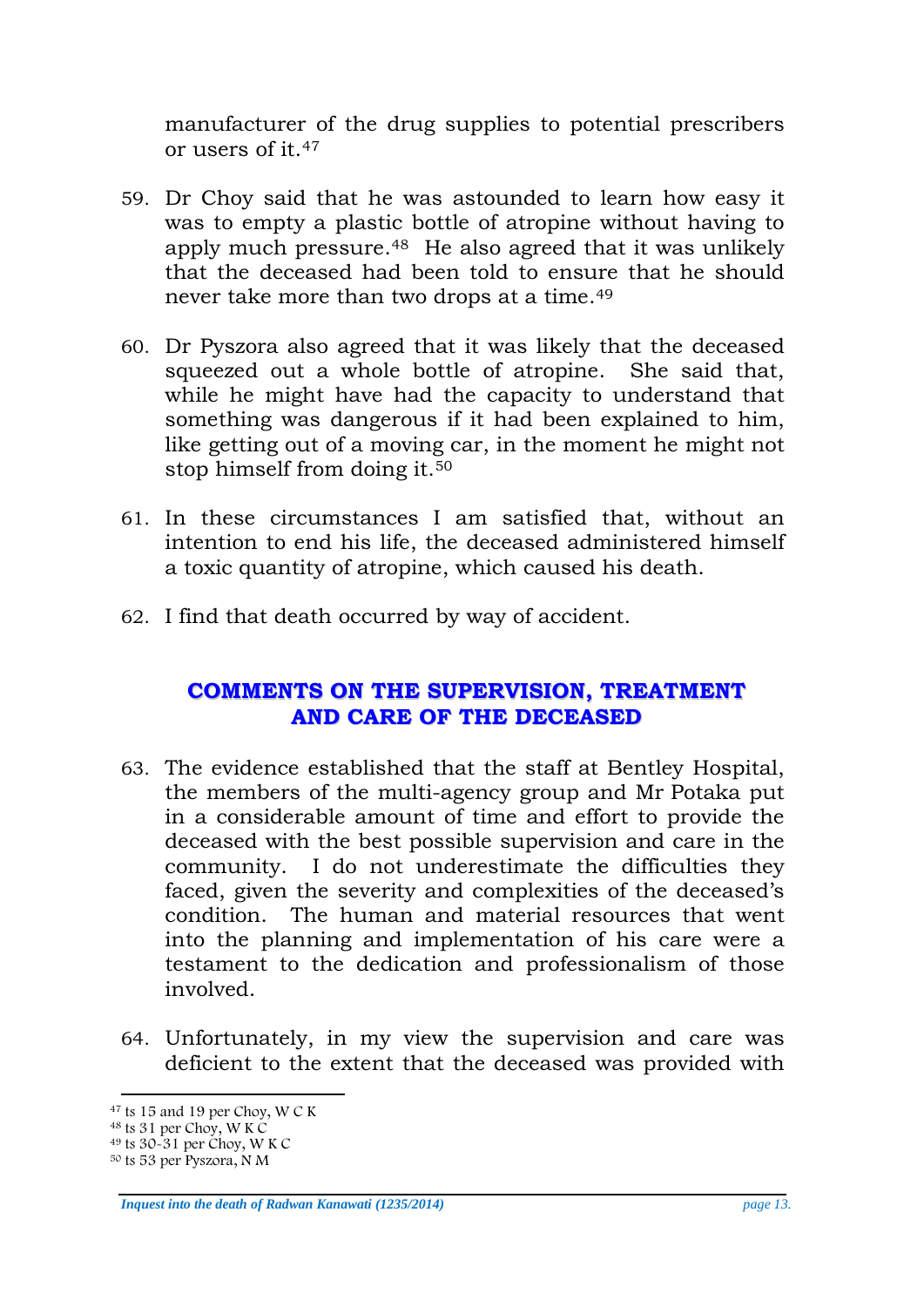manufacturer of the drug supplies to potential prescribers or users of it.[47]

59. Dr Choy said that he was astounded to learn how easy it was to empty a plastic bottle of atropine without having to apply much pressure.[48] He also agreed that it was unlikely that the deceased had been told to ensure that he should never take more than two drops at a time.[49]

60. Dr Pyszora also agreed that it was likely that the deceased squeezed out a whole bottle of atropine. She said that, while he might have had the capacity to understand that something was dangerous if it had been explained to him, like getting out of a moving car, in the moment he might not stop himself from doing it.[50]

61. In these circumstances I am satisfied that, without an intention to end his life, the deceased administered himself a toxic quantity of atropine, which caused his death.

62. I find that death occurred by way of accident.

## COMMENTS ON THE SUPERVISION, TREATMENT AND CARE OF THE DECEASED

63. The evidence established that the staff at Bentley Hospital, the members of the multi-agency group and Mr Potaka put in a considerable amount of time and effort to provide the deceased with the best possible supervision and care in the community. I do not underestimate the difficulties they faced, given the severity and complexities of the deceased's condition. The human and material resources that went into the planning and implementation of his care were a testament to the dedication and professionalism of those involved.

64. Unfortunately, in my view the supervision and care was deficient to the extent that the deceased was provided with

---

[47] ts 15 and 19 per Choy, W C K
[48] ts 31 per Choy, W K C
[49] ts 30-31 per Choy, W K C
[50] ts 53 per Pyszora, N M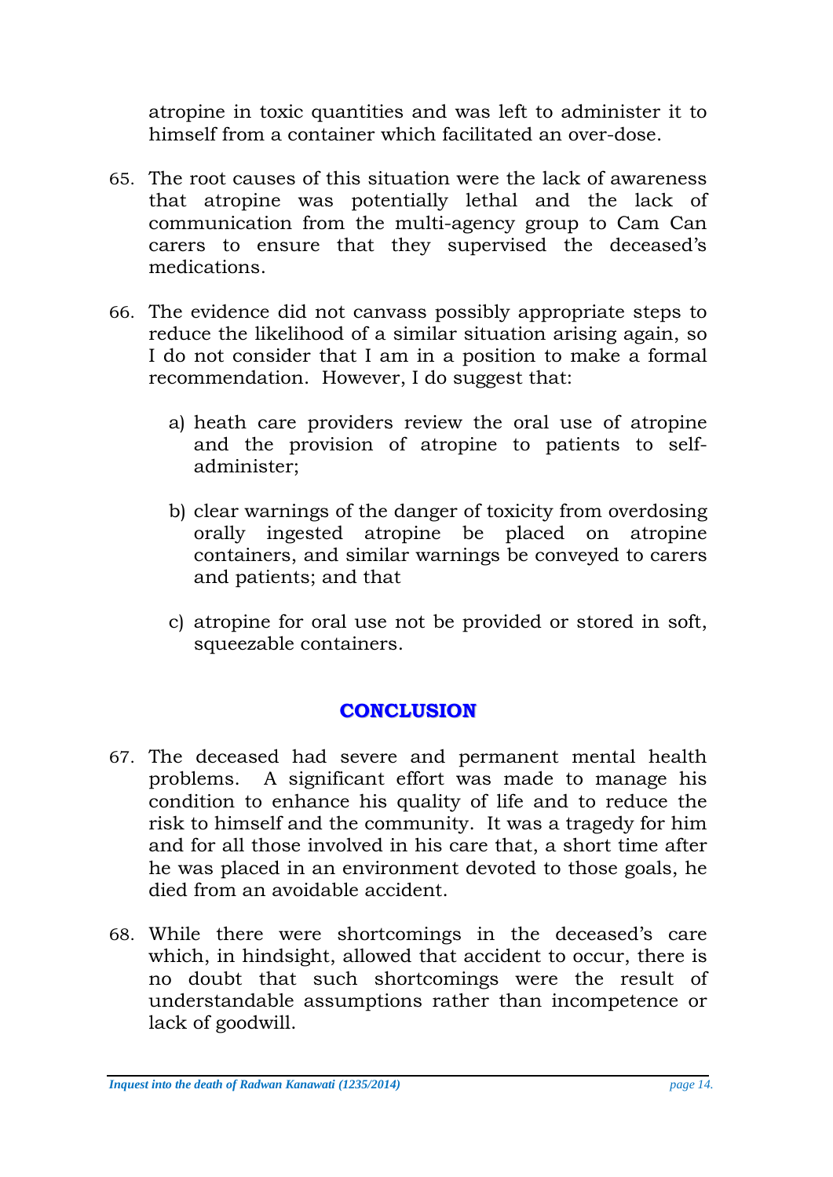atropine in toxic quantities and was left to administer it to himself from a container which facilitated an over-dose.

65. The root causes of this situation were the lack of awareness that atropine was potentially lethal and the lack of communication from the multi-agency group to Cam Can carers to ensure that they supervised the deceased's medications.

66. The evidence did not canvass possibly appropriate steps to reduce the likelihood of a similar situation arising again, so I do not consider that I am in a position to make a formal recommendation. However, I do suggest that:

    a) heath care providers review the oral use of atropine and the provision of atropine to patients to self-administer;

    b) clear warnings of the danger of toxicity from overdosing orally ingested atropine be placed on atropine containers, and similar warnings be conveyed to carers and patients; and that

    c) atropine for oral use not be provided or stored in soft, squeezable containers.

## CONCLUSION

67. The deceased had severe and permanent mental health problems. A significant effort was made to manage his condition to enhance his quality of life and to reduce the risk to himself and the community. It was a tragedy for him and for all those involved in his care that, a short time after he was placed in an environment devoted to those goals, he died from an avoidable accident.

68. While there were shortcomings in the deceased's care which, in hindsight, allowed that accident to occur, there is no doubt that such shortcomings were the result of understandable assumptions rather than incompetence or lack of goodwill.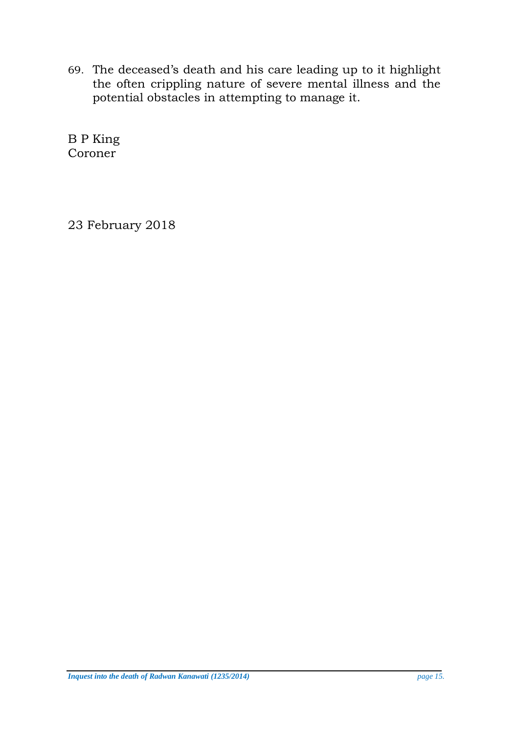69. The deceased's death and his care leading up to it highlight the often crippling nature of severe mental illness and the potential obstacles in attempting to manage it.

B P King
Coroner

23 February 2018